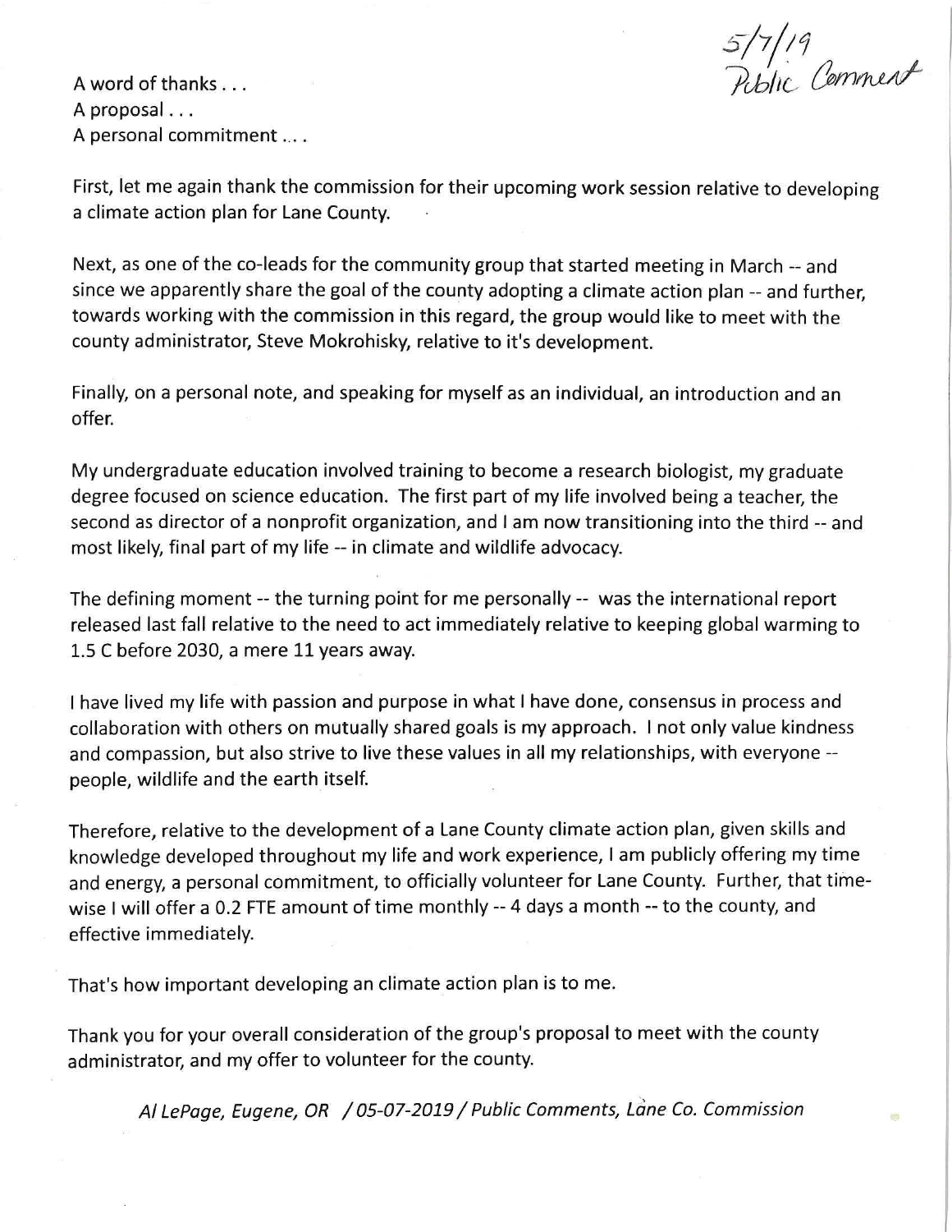5/7/19
Public Comment

A word of thanks . . .
A proposal . . .
A personal commitment . . . .

First, let me again thank the commission for their upcoming work session relative to developing a climate action plan for Lane County.

Next, as one of the co-leads for the community group that started meeting in March -- and since we apparently share the goal of the county adopting a climate action plan -- and further, towards working with the commission in this regard, the group would like to meet with the county administrator, Steve Mokrohisky, relative to it's development.

Finally, on a personal note, and speaking for myself as an individual, an introduction and an offer.

My undergraduate education involved training to become a research biologist, my graduate degree focused on science education. The first part of my life involved being a teacher, the second as director of a nonprofit organization, and I am now transitioning into the third -- and most likely, final part of my life -- in climate and wildlife advocacy.

The defining moment -- the turning point for me personally -- was the international report released last fall relative to the need to act immediately relative to keeping global warming to 1.5 C before 2030, a mere 11 years away.

I have lived my life with passion and purpose in what I have done, consensus in process and collaboration with others on mutually shared goals is my approach. I not only value kindness and compassion, but also strive to live these values in all my relationships, with everyone -- people, wildlife and the earth itself.

Therefore, relative to the development of a Lane County climate action plan, given skills and knowledge developed throughout my life and work experience, I am publicly offering my time and energy, a personal commitment, to officially volunteer for Lane County. Further, that time-wise I will offer a 0.2 FTE amount of time monthly -- 4 days a month -- to the county, and effective immediately.

That's how important developing an climate action plan is to me.

Thank you for your overall consideration of the group's proposal to meet with the county administrator, and my offer to volunteer for the county.

*Al LePage, Eugene, OR / 05-07-2019 / Public Comments, Lane Co. Commission*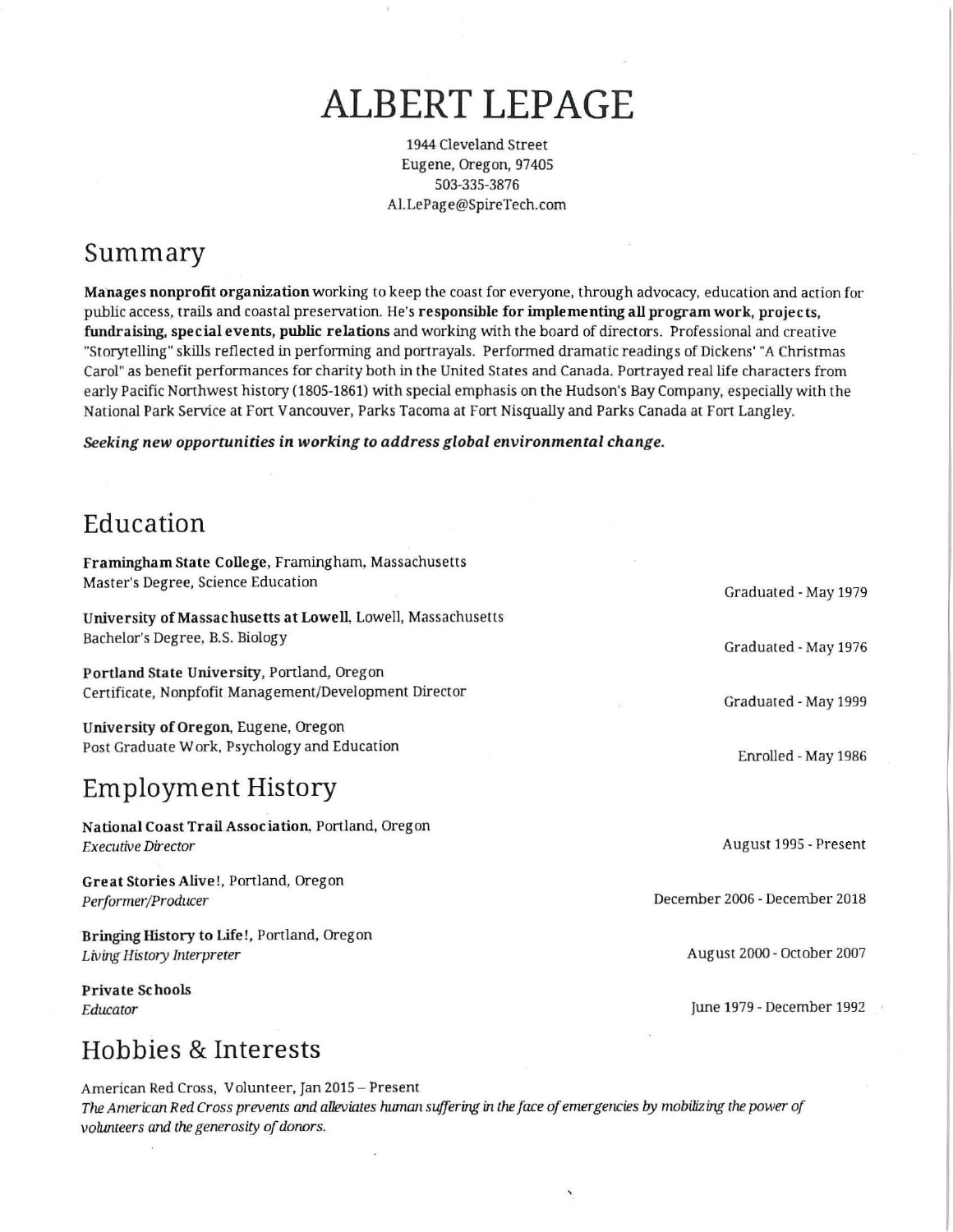# ALBERT LEPAGE

1944 Cleveland Street
Eugene, Oregon, 97405
503-335-3876
Al.LePage@SpireTech.com

## Summary

**Manages nonprofit organization** working to keep the coast for everyone, through advocacy, education and action for public access, trails and coastal preservation. He's **responsible for implementing all program work, projects, fundraising, special events, public relations** and working with the board of directors. Professional and creative "Storytelling" skills reflected in performing and portrayals. Performed dramatic readings of Dickens' "A Christmas Carol" as benefit performances for charity both in the United States and Canada. Portrayed real life characters from early Pacific Northwest history (1805-1861) with special emphasis on the Hudson's Bay Company, especially with the National Park Service at Fort Vancouver, Parks Tacoma at Fort Nisqually and Parks Canada at Fort Langley.

***Seeking new opportunities in working to address global environmental change.***

## Education

**Framingham State College**, Framingham, Massachusetts
Master's Degree, Science Education — Graduated - May 1979

**University of Massachusetts at Lowell**, Lowell, Massachusetts
Bachelor's Degree, B.S. Biology — Graduated - May 1976

**Portland State University**, Portland, Oregon
Certificate, Nonpfofit Management/Development Director — Graduated - May 1999

**University of Oregon**, Eugene, Oregon
Post Graduate Work, Psychology and Education — Enrolled - May 1986

## Employment History

**National Coast Trail Association**, Portland, Oregon
*Executive Director* — August 1995 - Present

**Great Stories Alive!**, Portland, Oregon
*Performer/Producer* — December 2006 - December 2018

**Bringing History to Life!**, Portland, Oregon
*Living History Interpreter* — August 2000 - October 2007

**Private Schools**
*Educator* — June 1979 - December 1992

## Hobbies & Interests

American Red Cross, Volunteer, Jan 2015 – Present
*The American Red Cross prevents and alleviates human suffering in the face of emergencies by mobilizing the power of volunteers and the generosity of donors.*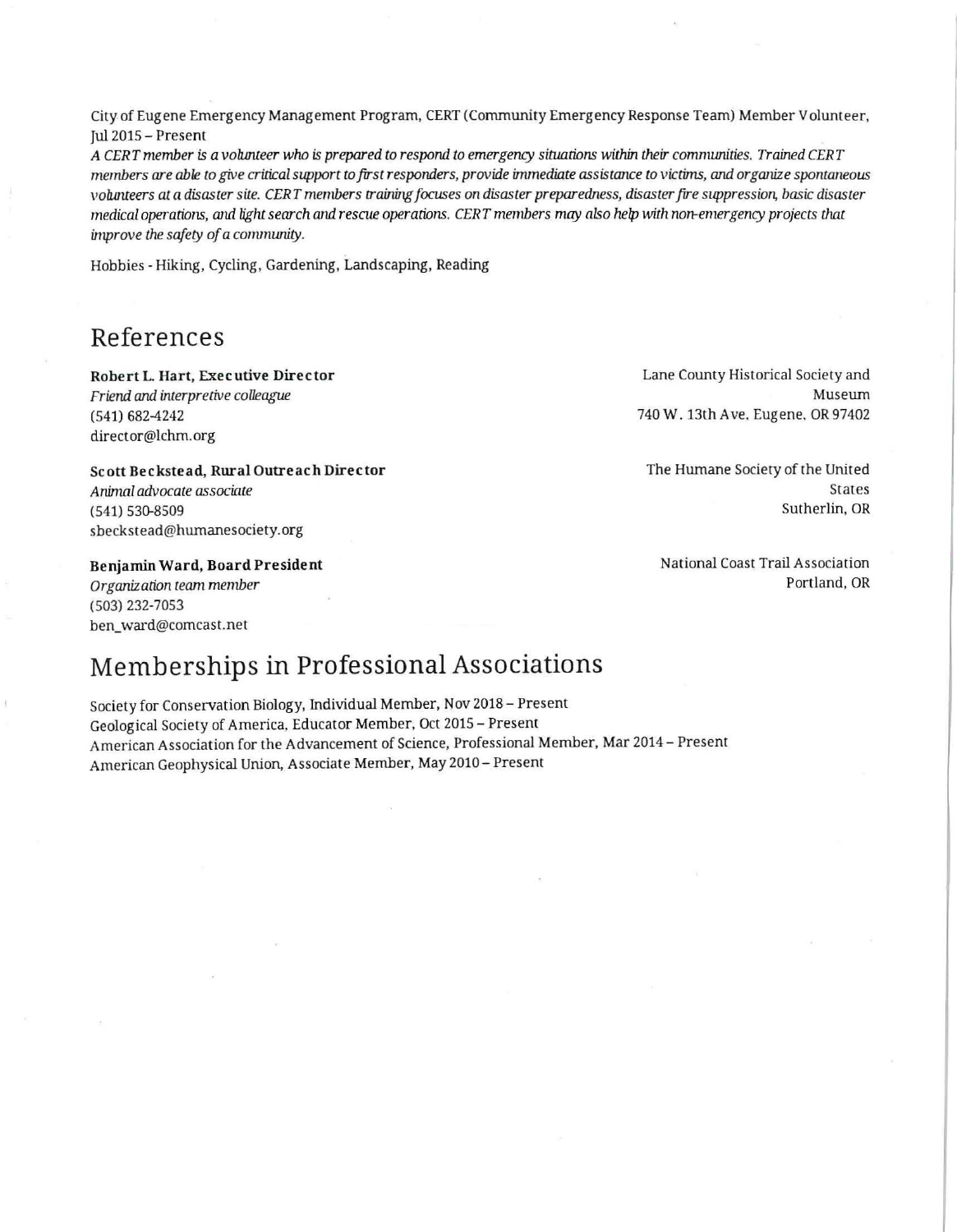City of Eugene Emergency Management Program, CERT (Community Emergency Response Team) Member Volunteer, Jul 2015 – Present

*A CERT member is a volunteer who is prepared to respond to emergency situations within their communities. Trained CERT members are able to give critical support to first responders, provide immediate assistance to victims, and organize spontaneous volunteers at a disaster site. CERT members training focuses on disaster preparedness, disaster fire suppression, basic disaster medical operations, and light search and rescue operations. CERT members may also help with non-emergency projects that improve the safety of a community.*

Hobbies - Hiking, Cycling, Gardening, Landscaping, Reading

## References

**Robert L. Hart, Executive Director**
*Friend and interpretive colleague*
(541) 682-4242
director@lchm.org
Lane County Historical Society and Museum
740 W. 13th Ave, Eugene, OR 97402

**Scott Beckstead, Rural Outreach Director**
*Animal advocate associate*
(541) 530-8509
sbeckstead@humanesociety.org
The Humane Society of the United States
Sutherlin, OR

**Benjamin Ward, Board President**
*Organization team member*
(503) 232-7053
ben_ward@comcast.net
National Coast Trail Association
Portland, OR

## Memberships in Professional Associations

Society for Conservation Biology, Individual Member, Nov 2018 – Present
Geological Society of America, Educator Member, Oct 2015 – Present
American Association for the Advancement of Science, Professional Member, Mar 2014 – Present
American Geophysical Union, Associate Member, May 2010 – Present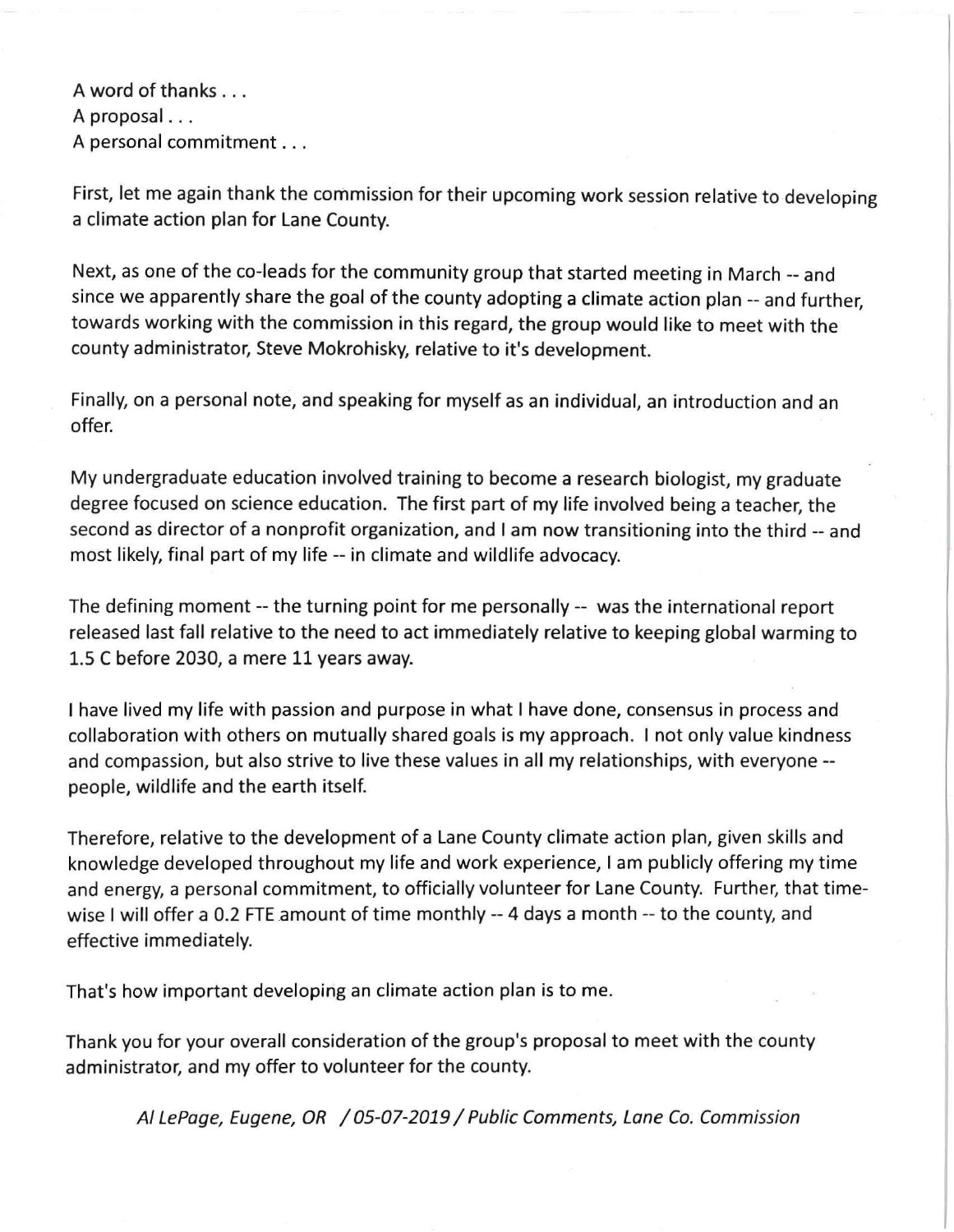A word of thanks . . .  
A proposal . . .  
A personal commitment . . .

First, let me again thank the commission for their upcoming work session relative to developing a climate action plan for Lane County.

Next, as one of the co-leads for the community group that started meeting in March -- and since we apparently share the goal of the county adopting a climate action plan -- and further, towards working with the commission in this regard, the group would like to meet with the county administrator, Steve Mokrohisky, relative to it's development.

Finally, on a personal note, and speaking for myself as an individual, an introduction and an offer.

My undergraduate education involved training to become a research biologist, my graduate degree focused on science education. The first part of my life involved being a teacher, the second as director of a nonprofit organization, and I am now transitioning into the third -- and most likely, final part of my life -- in climate and wildlife advocacy.

The defining moment -- the turning point for me personally -- was the international report released last fall relative to the need to act immediately relative to keeping global warming to 1.5 C before 2030, a mere 11 years away.

I have lived my life with passion and purpose in what I have done, consensus in process and collaboration with others on mutually shared goals is my approach. I not only value kindness and compassion, but also strive to live these values in all my relationships, with everyone -- people, wildlife and the earth itself.

Therefore, relative to the development of a Lane County climate action plan, given skills and knowledge developed throughout my life and work experience, I am publicly offering my time and energy, a personal commitment, to officially volunteer for Lane County. Further, that time-wise I will offer a 0.2 FTE amount of time monthly -- 4 days a month -- to the county, and effective immediately.

That's how important developing an climate action plan is to me.

Thank you for your overall consideration of the group's proposal to meet with the county administrator, and my offer to volunteer for the county.

*Al LePage, Eugene, OR / 05-07-2019 / Public Comments, Lane Co. Commission*